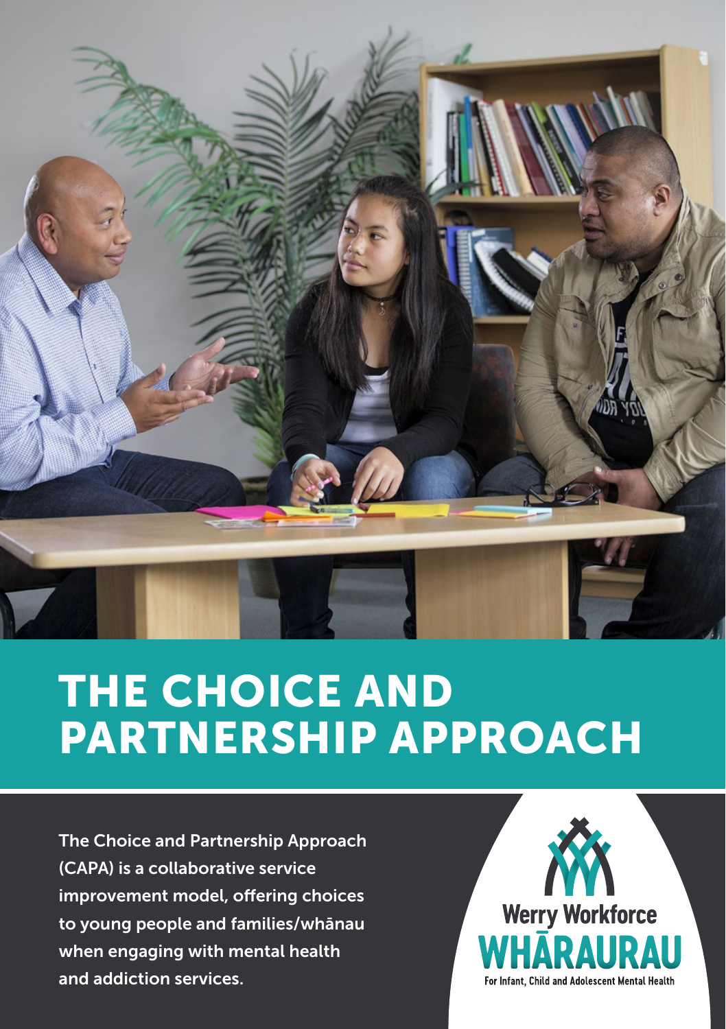# THE CHOICE AND PARTNERSHIP APPROACH

The Choice and Partnership Approach (CAPA) is a collaborative service improvement model, offering choices to young people and families/whānau when engaging with mental health and addiction services.

Werry Workforce
WHĀRAURAU
For Infant, Child and Adolescent Mental Health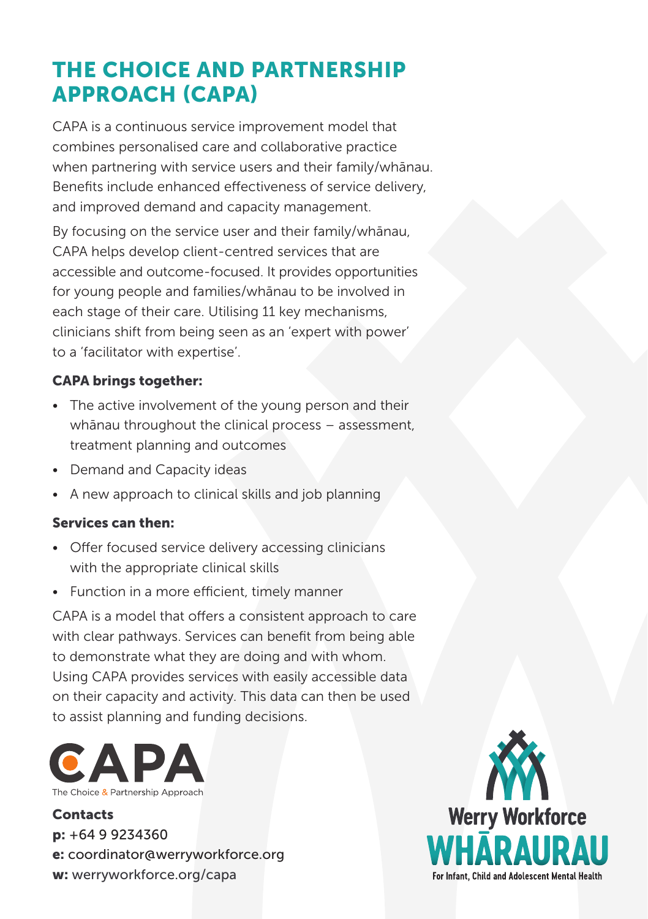# THE CHOICE AND PARTNERSHIP APPROACH (CAPA)

CAPA is a continuous service improvement model that combines personalised care and collaborative practice when partnering with service users and their family/whānau. Benefits include enhanced effectiveness of service delivery, and improved demand and capacity management.

By focusing on the service user and their family/whānau, CAPA helps develop client-centred services that are accessible and outcome-focused. It provides opportunities for young people and families/whānau to be involved in each stage of their care. Utilising 11 key mechanisms, clinicians shift from being seen as an 'expert with power' to a 'facilitator with expertise'.

**CAPA brings together:**

- The active involvement of the young person and their whānau throughout the clinical process – assessment, treatment planning and outcomes
- Demand and Capacity ideas
- A new approach to clinical skills and job planning

**Services can then:**

- Offer focused service delivery accessing clinicians with the appropriate clinical skills
- Function in a more efficient, timely manner

CAPA is a model that offers a consistent approach to care with clear pathways. Services can benefit from being able to demonstrate what they are doing and with whom. Using CAPA provides services with easily accessible data on their capacity and activity. This data can then be used to assist planning and funding decisions.

CAPA
The Choice & Partnership Approach

**Contacts**
**p:** +64 9 9234360
**e:** coordinator@werryworkforce.org
**w:** werryworkforce.org/capa

Werry Workforce
WHĀRAURAU
For Infant, Child and Adolescent Mental Health